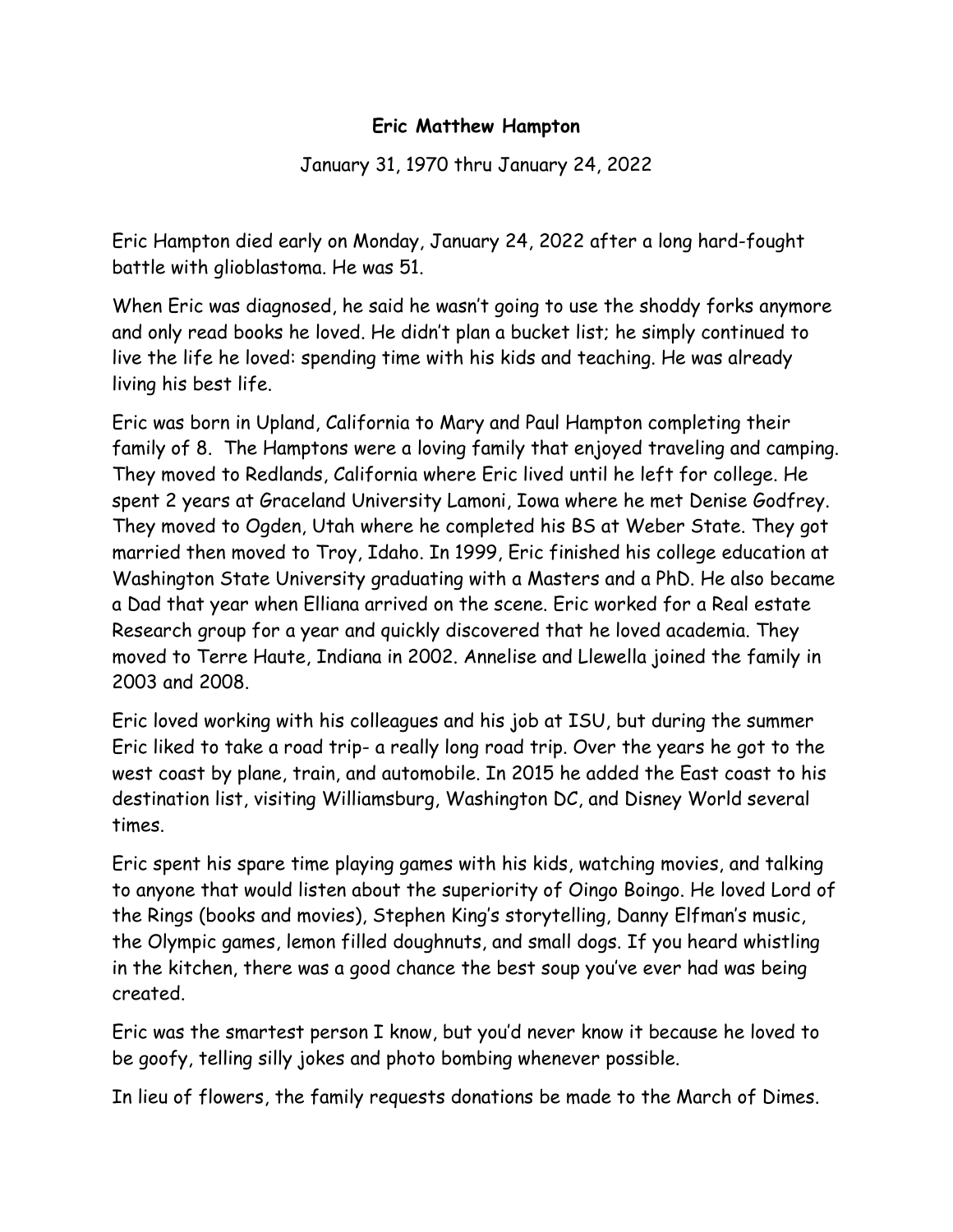**Eric Matthew Hampton**

January 31, 1970 thru January 24, 2022

Eric Hampton died early on Monday, January 24, 2022 after a long hard-fought battle with glioblastoma. He was 51.

When Eric was diagnosed, he said he wasn't going to use the shoddy forks anymore and only read books he loved. He didn't plan a bucket list; he simply continued to live the life he loved: spending time with his kids and teaching. He was already living his best life.

Eric was born in Upland, California to Mary and Paul Hampton completing their family of 8. The Hamptons were a loving family that enjoyed traveling and camping. They moved to Redlands, California where Eric lived until he left for college. He spent 2 years at Graceland University Lamoni, Iowa where he met Denise Godfrey. They moved to Ogden, Utah where he completed his BS at Weber State. They got married then moved to Troy, Idaho. In 1999, Eric finished his college education at Washington State University graduating with a Masters and a PhD. He also became a Dad that year when Elliana arrived on the scene. Eric worked for a Real estate Research group for a year and quickly discovered that he loved academia. They moved to Terre Haute, Indiana in 2002. Annelise and Llewella joined the family in 2003 and 2008.

Eric loved working with his colleagues and his job at ISU, but during the summer Eric liked to take a road trip- a really long road trip. Over the years he got to the west coast by plane, train, and automobile. In 2015 he added the East coast to his destination list, visiting Williamsburg, Washington DC, and Disney World several times.

Eric spent his spare time playing games with his kids, watching movies, and talking to anyone that would listen about the superiority of Oingo Boingo. He loved Lord of the Rings (books and movies), Stephen King's storytelling, Danny Elfman's music, the Olympic games, lemon filled doughnuts, and small dogs. If you heard whistling in the kitchen, there was a good chance the best soup you've ever had was being created.

Eric was the smartest person I know, but you'd never know it because he loved to be goofy, telling silly jokes and photo bombing whenever possible.

In lieu of flowers, the family requests donations be made to the March of Dimes.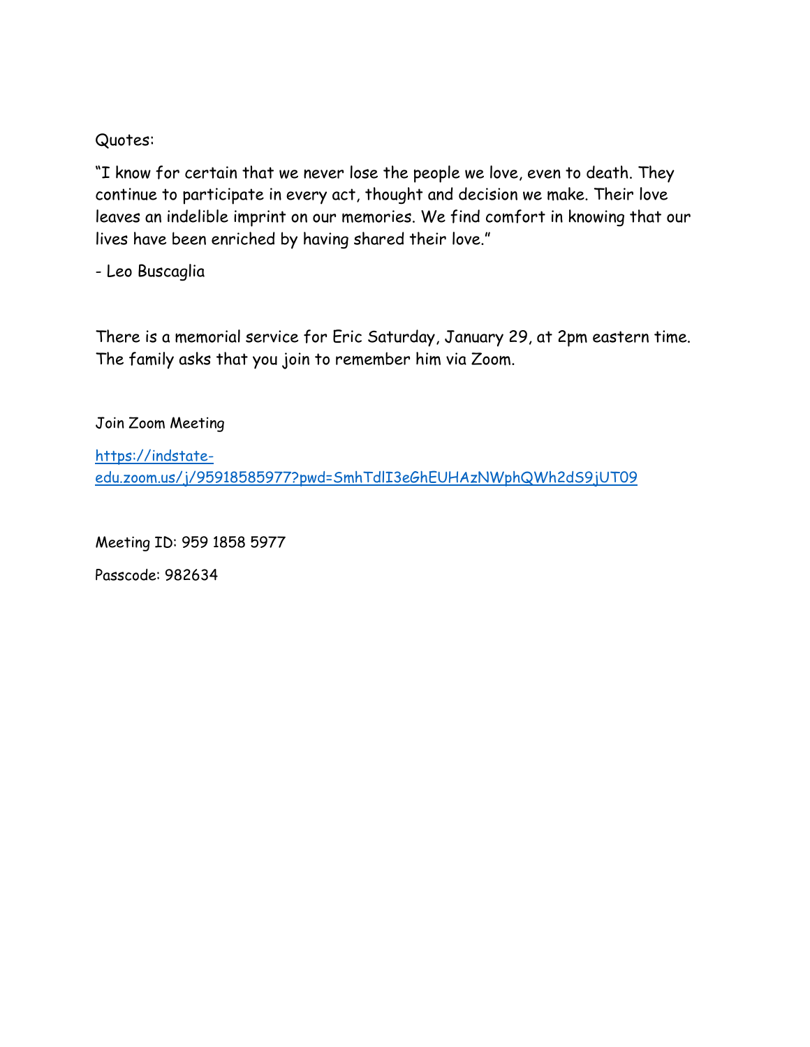Quotes:

"I know for certain that we never lose the people we love, even to death. They continue to participate in every act, thought and decision we make. Their love leaves an indelible imprint on our memories. We find comfort in knowing that our lives have been enriched by having shared their love."

- Leo Buscaglia

There is a memorial service for Eric Saturday, January 29, at 2pm eastern time. The family asks that you join to remember him via Zoom.

Join Zoom Meeting

https://indstate-edu.zoom.us/j/95918585977?pwd=SmhTdlI3eGhEUHAzNWphQWh2dS9jUT09

Meeting ID: 959 1858 5977

Passcode: 982634